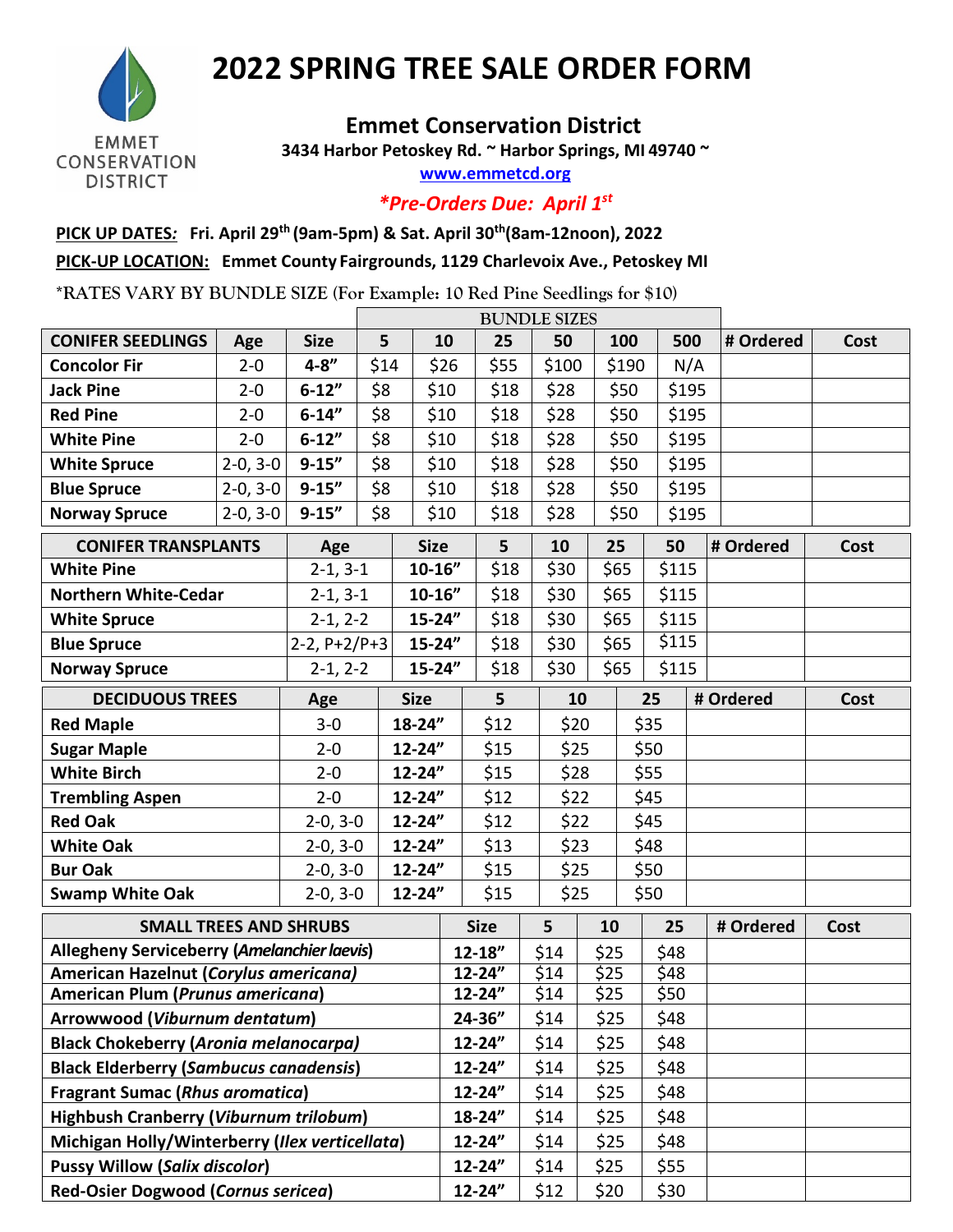# 2022 SPRING TREE SALE ORDER FORM

EMMET CONSERVATION DISTRICT

## Emmet Conservation District

**3434 Harbor Petoskey Rd. ~ Harbor Springs, MI 49740 ~**

www.emmetcd.org

***Pre-Orders Due: April 1st***

**PICK UP DATES:** **Fri. April 29th (9am-5pm) & Sat. April 30th(8am-12noon), 2022**

**PICK-UP LOCATION:** **Emmet County Fairgrounds, 1129 Charlevoix Ave., Petoskey MI**

*RATES VARY BY BUNDLE SIZE (For Example: 10 Red Pine Seedlings for $10)

| | | | BUNDLE SIZES | | | | | | | |
|---|---|---|---|---|---|---|---|---|---|---|
| **CONIFER SEEDLINGS** | **Age** | **Size** | **5** | **10** | **25** | **50** | **100** | **500** | **# Ordered** | **Cost** |
| **Concolor Fir** | 2-0 | **4-8"** | $14 | $26 | $55 | $100 | $190 | N/A | | |
| **Jack Pine** | 2-0 | **6-12"** | $8 | $10 | $18 | $28 | $50 | $195 | | |
| **Red Pine** | 2-0 | **6-14"** | $8 | $10 | $18 | $28 | $50 | $195 | | |
| **White Pine** | 2-0 | **6-12"** | $8 | $10 | $18 | $28 | $50 | $195 | | |
| **White Spruce** | 2-0, 3-0 | **9-15"** | $8 | $10 | $18 | $28 | $50 | $195 | | |
| **Blue Spruce** | 2-0, 3-0 | **9-15"** | $8 | $10 | $18 | $28 | $50 | $195 | | |
| **Norway Spruce** | 2-0, 3-0 | **9-15"** | $8 | $10 | $18 | $28 | $50 | $195 | | |

| **CONIFER TRANSPLANTS** | **Age** | **Size** | **5** | **10** | **25** | **50** | **# Ordered** | **Cost** |
|---|---|---|---|---|---|---|---|---|
| **White Pine** | 2-1, 3-1 | **10-16"** | $18 | $30 | $65 | $115 | | |
| **Northern White-Cedar** | 2-1, 3-1 | **10-16"** | $18 | $30 | $65 | $115 | | |
| **White Spruce** | 2-1, 2-2 | **15-24"** | $18 | $30 | $65 | $115 | | |
| **Blue Spruce** | 2-2, P+2/P+3 | **15-24"** | $18 | $30 | $65 | $115 | | |
| **Norway Spruce** | 2-1, 2-2 | **15-24"** | $18 | $30 | $65 | $115 | | |

| **DECIDUOUS TREES** | **Age** | **Size** | **5** | **10** | **25** | **# Ordered** | **Cost** |
|---|---|---|---|---|---|---|---|
| **Red Maple** | 3-0 | **18-24"** | $12 | $20 | $35 | | |
| **Sugar Maple** | 2-0 | **12-24"** | $15 | $25 | $50 | | |
| **White Birch** | 2-0 | **12-24"** | $15 | $28 | $55 | | |
| **Trembling Aspen** | 2-0 | **12-24"** | $12 | $22 | $45 | | |
| **Red Oak** | 2-0, 3-0 | **12-24"** | $12 | $22 | $45 | | |
| **White Oak** | 2-0, 3-0 | **12-24"** | $13 | $23 | $48 | | |
| **Bur Oak** | 2-0, 3-0 | **12-24"** | $15 | $25 | $50 | | |
| **Swamp White Oak** | 2-0, 3-0 | **12-24"** | $15 | $25 | $50 | | |

| **SMALL TREES AND SHRUBS** | **Size** | **5** | **10** | **25** | **# Ordered** | **Cost** |
|---|---|---|---|---|---|---|
| **Allegheny Serviceberry (*Amelanchier laevis*)** | **12-18"** | $14 | $25 | $48 | | |
| **American Hazelnut (*Corylus americana*)** | **12-24"** | $14 | $25 | $48 | | |
| **American Plum (*Prunus americana*)** | **12-24"** | $14 | $25 | $50 | | |
| **Arrowwood (*Viburnum dentatum*)** | **24-36"** | $14 | $25 | $48 | | |
| **Black Chokeberry (*Aronia melanocarpa*)** | **12-24"** | $14 | $25 | $48 | | |
| **Black Elderberry (*Sambucus canadensis*)** | **12-24"** | $14 | $25 | $48 | | |
| **Fragrant Sumac (*Rhus aromatica*)** | **12-24"** | $14 | $25 | $48 | | |
| **Highbush Cranberry (*Viburnum trilobum*)** | **18-24"** | $14 | $25 | $48 | | |
| **Michigan Holly/Winterberry (*Ilex verticellata*)** | **12-24"** | $14 | $25 | $48 | | |
| **Pussy Willow (*Salix discolor*)** | **12-24"** | $14 | $25 | $55 | | |
| **Red-Osier Dogwood (*Cornus sericea*)** | **12-24"** | $12 | $20 | $30 | | |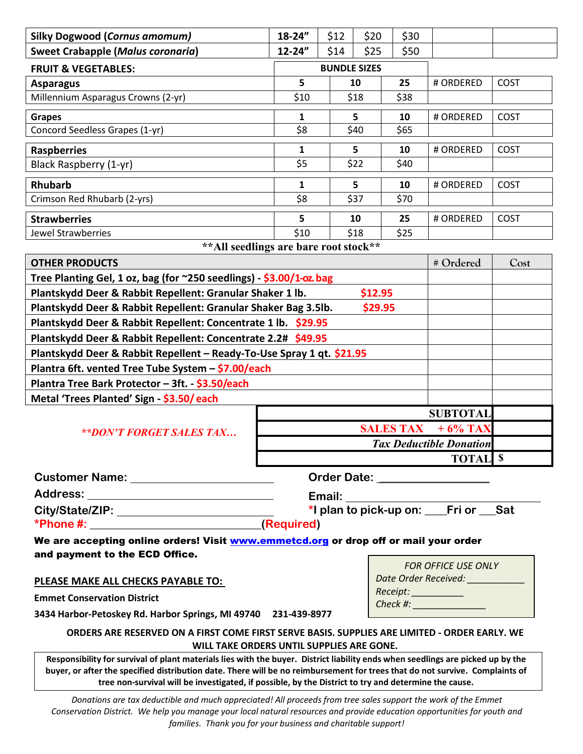| | | | | | | |
|---|---|---|---|---|---|---|
| **Silky Dogwood (*Cornus amomum)*** | **18-24"** | $12 | $20 | $30 | | |
| **Sweet Crabapple (*Malus coronaria*)** | **12-24"** | $14 | $25 | $50 | | |

| **FRUIT & VEGETABLES:** | **BUNDLE SIZES** | | | | |
|---|---|---|---|---|---|
| **Asparagus** | **5** | **10** | **25** | # ORDERED | COST |
| Millennium Asparagus Crowns (2-yr) | $10 | $18 | $38 | | |
| **Grapes** | **1** | **5** | **10** | # ORDERED | COST |
| Concord Seedless Grapes (1-yr) | $8 | $40 | $65 | | |
| **Raspberries** | **1** | **5** | **10** | # ORDERED | COST |
| Black Raspberry (1-yr) | $5 | $22 | $40 | | |
| **Rhubarb** | **1** | **5** | **10** | # ORDERED | COST |
| Crimson Red Rhubarb (2-yrs) | $8 | $37 | $70 | | |
| **Strawberries** | **5** | **10** | **25** | # ORDERED | COST |
| Jewel Strawberries | $10 | $18 | $25 | | |

****All seedlings are bare root stock****

| **OTHER PRODUCTS** | # Ordered | Cost |
|---|---|---|
| **Tree Planting Gel, 1 oz, bag (for ~250 seedlings) - $3.00/1-oz. bag** | | |
| **Plantskydd Deer & Rabbit Repellent: Granular Shaker 1 lb. $12.95** | | |
| **Plantskydd Deer & Rabbit Repellent: Granular Shaker Bag 3.5lb. $29.95** | | |
| **Plantskydd Deer & Rabbit Repellent: Concentrate 1 lb. $29.95** | | |
| **Plantskydd Deer & Rabbit Repellent: Concentrate 2.2# $49.95** | | |
| **Plantskydd Deer & Rabbit Repellent – Ready-To-Use Spray 1 qt. $21.95** | | |
| **Plantra 6ft. vented Tree Tube System – $7.00/each** | | |
| **Plantra Tree Bark Protector – 3ft. - $3.50/each** | | |
| **Metal 'Trees Planted' Sign - $3.50/ each** | | |

***\*\*DON'T FORGET SALES TAX…***

| | |
|---|---|
| **SUBTOTAL** | |
| **SALES TAX + 6% TAX** | |
| ***Tax Deductible Donation*** | |
| **TOTAL** | $ |

**Customer Name:** ____________________ **Order Date:** ____________________

**Address:** ____________________ **Email:** ____________________

**City/State/ZIP:** ____________________ ***I plan to pick-up on:** ___Fri or ___Sat

***Phone #:** ____________________**(Required)**

**We are accepting online orders! Visit www.emmetcd.org or drop off or mail your order and payment to the ECD Office.**

**PLEASE MAKE ALL CHECKS PAYABLE TO:**

**Emmet Conservation District**

**3434 Harbor-Petoskey Rd. Harbor Springs, MI 49740 231-439-8977**

*FOR OFFICE USE ONLY*
*Date Order Received:* ___________
*Receipt:* __________
*Check #:* ______________

**ORDERS ARE RESERVED ON A FIRST COME FIRST SERVE BASIS. SUPPLIES ARE LIMITED - ORDER EARLY. WE WILL TAKE ORDERS UNTIL SUPPLIES ARE GONE.**

**Responsibility for survival of plant materials lies with the buyer. District liability ends when seedlings are picked up by the buyer, or after the specified distribution date. There will be no reimbursement for trees that do not survive. Complaints of tree non-survival will be investigated, if possible, by the District to try and determine the cause.**

*Donations are tax deductible and much appreciated! All proceeds from tree sales support the work of the Emmet Conservation District. We help you manage your local natural resources and provide education opportunities for youth and families. Thank you for your business and charitable support!*